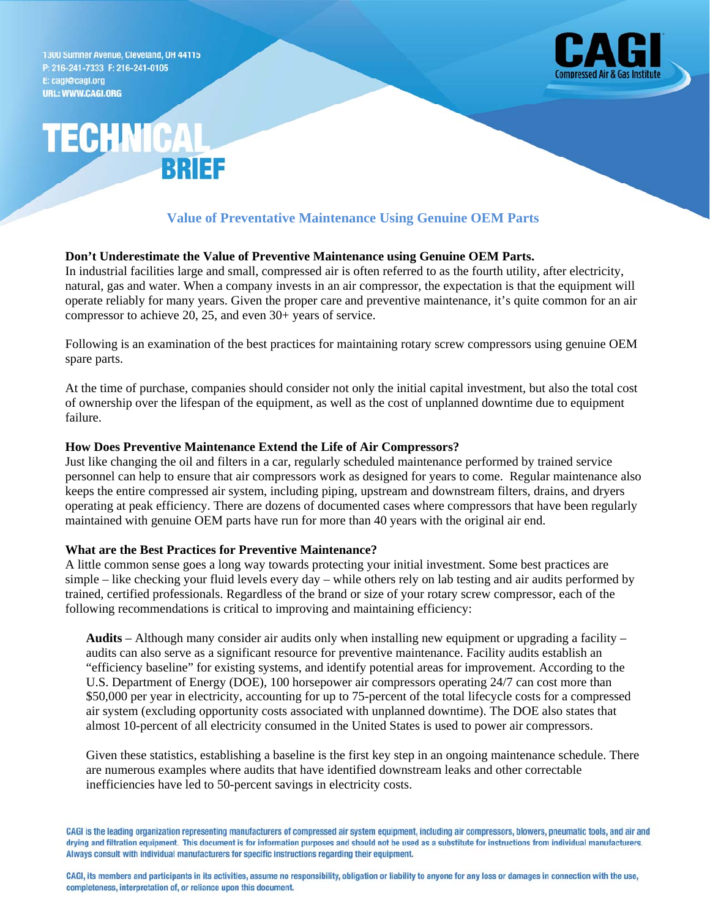1300 Sumner Avenue, Cleveland, OH 44115
P: 216-241-7333 F: 216-241-0105
E: cagi@cagi.org
URL: WWW.CAGI.ORG

CAGI
Compressed Air & Gas Institute

# TECHNICAL BRIEF

## Value of Preventative Maintenance Using Genuine OEM Parts

**Don't Underestimate the Value of Preventive Maintenance using Genuine OEM Parts.**
In industrial facilities large and small, compressed air is often referred to as the fourth utility, after electricity, natural, gas and water. When a company invests in an air compressor, the expectation is that the equipment will operate reliably for many years. Given the proper care and preventive maintenance, it's quite common for an air compressor to achieve 20, 25, and even 30+ years of service.

Following is an examination of the best practices for maintaining rotary screw compressors using genuine OEM spare parts.

At the time of purchase, companies should consider not only the initial capital investment, but also the total cost of ownership over the lifespan of the equipment, as well as the cost of unplanned downtime due to equipment failure.

**How Does Preventive Maintenance Extend the Life of Air Compressors?**
Just like changing the oil and filters in a car, regularly scheduled maintenance performed by trained service personnel can help to ensure that air compressors work as designed for years to come. Regular maintenance also keeps the entire compressed air system, including piping, upstream and downstream filters, drains, and dryers operating at peak efficiency. There are dozens of documented cases where compressors that have been regularly maintained with genuine OEM parts have run for more than 40 years with the original air end.

**What are the Best Practices for Preventive Maintenance?**
A little common sense goes a long way towards protecting your initial investment. Some best practices are simple – like checking your fluid levels every day – while others rely on lab testing and air audits performed by trained, certified professionals. Regardless of the brand or size of your rotary screw compressor, each of the following recommendations is critical to improving and maintaining efficiency:

**Audits** – Although many consider air audits only when installing new equipment or upgrading a facility – audits can also serve as a significant resource for preventive maintenance. Facility audits establish an "efficiency baseline" for existing systems, and identify potential areas for improvement. According to the U.S. Department of Energy (DOE), 100 horsepower air compressors operating 24/7 can cost more than $50,000 per year in electricity, accounting for up to 75-percent of the total lifecycle costs for a compressed air system (excluding opportunity costs associated with unplanned downtime). The DOE also states that almost 10-percent of all electricity consumed in the United States is used to power air compressors.

Given these statistics, establishing a baseline is the first key step in an ongoing maintenance schedule. There are numerous examples where audits that have identified downstream leaks and other correctable inefficiencies have led to 50-percent savings in electricity costs.

CAGI is the leading organization representing manufacturers of compressed air system equipment, including air compressors, blowers, pneumatic tools, and air and drying and filtration equipment. This document is for information purposes and should not be used as a substitute for instructions from individual manufacturers. Always consult with individual manufacturers for specific instructions regarding their equipment.

CAGI, its members and participants in its activities, assume no responsibility, obligation or liability to anyone for any loss or damages in connection with the use, completeness, interpretation of, or reliance upon this document.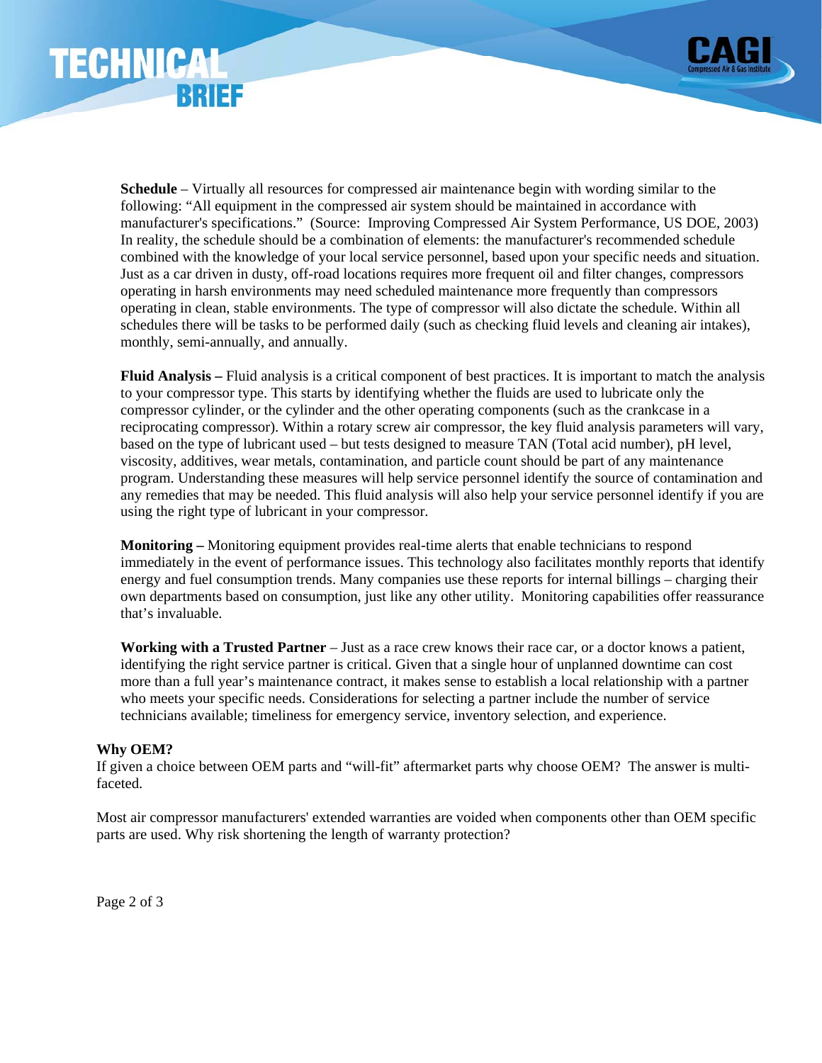**Schedule** – Virtually all resources for compressed air maintenance begin with wording similar to the following: "All equipment in the compressed air system should be maintained in accordance with manufacturer's specifications." (Source: Improving Compressed Air System Performance, US DOE, 2003) In reality, the schedule should be a combination of elements: the manufacturer's recommended schedule combined with the knowledge of your local service personnel, based upon your specific needs and situation. Just as a car driven in dusty, off-road locations requires more frequent oil and filter changes, compressors operating in harsh environments may need scheduled maintenance more frequently than compressors operating in clean, stable environments. The type of compressor will also dictate the schedule. Within all schedules there will be tasks to be performed daily (such as checking fluid levels and cleaning air intakes), monthly, semi-annually, and annually.

**Fluid Analysis –** Fluid analysis is a critical component of best practices. It is important to match the analysis to your compressor type. This starts by identifying whether the fluids are used to lubricate only the compressor cylinder, or the cylinder and the other operating components (such as the crankcase in a reciprocating compressor). Within a rotary screw air compressor, the key fluid analysis parameters will vary, based on the type of lubricant used – but tests designed to measure TAN (Total acid number), pH level, viscosity, additives, wear metals, contamination, and particle count should be part of any maintenance program. Understanding these measures will help service personnel identify the source of contamination and any remedies that may be needed. This fluid analysis will also help your service personnel identify if you are using the right type of lubricant in your compressor.

**Monitoring –** Monitoring equipment provides real-time alerts that enable technicians to respond immediately in the event of performance issues. This technology also facilitates monthly reports that identify energy and fuel consumption trends. Many companies use these reports for internal billings – charging their own departments based on consumption, just like any other utility. Monitoring capabilities offer reassurance that's invaluable.

**Working with a Trusted Partner** – Just as a race crew knows their race car, or a doctor knows a patient, identifying the right service partner is critical. Given that a single hour of unplanned downtime can cost more than a full year's maintenance contract, it makes sense to establish a local relationship with a partner who meets your specific needs. Considerations for selecting a partner include the number of service technicians available; timeliness for emergency service, inventory selection, and experience.

**Why OEM?**

If given a choice between OEM parts and "will-fit" aftermarket parts why choose OEM? The answer is multi-faceted.

Most air compressor manufacturers' extended warranties are voided when components other than OEM specific parts are used. Why risk shortening the length of warranty protection?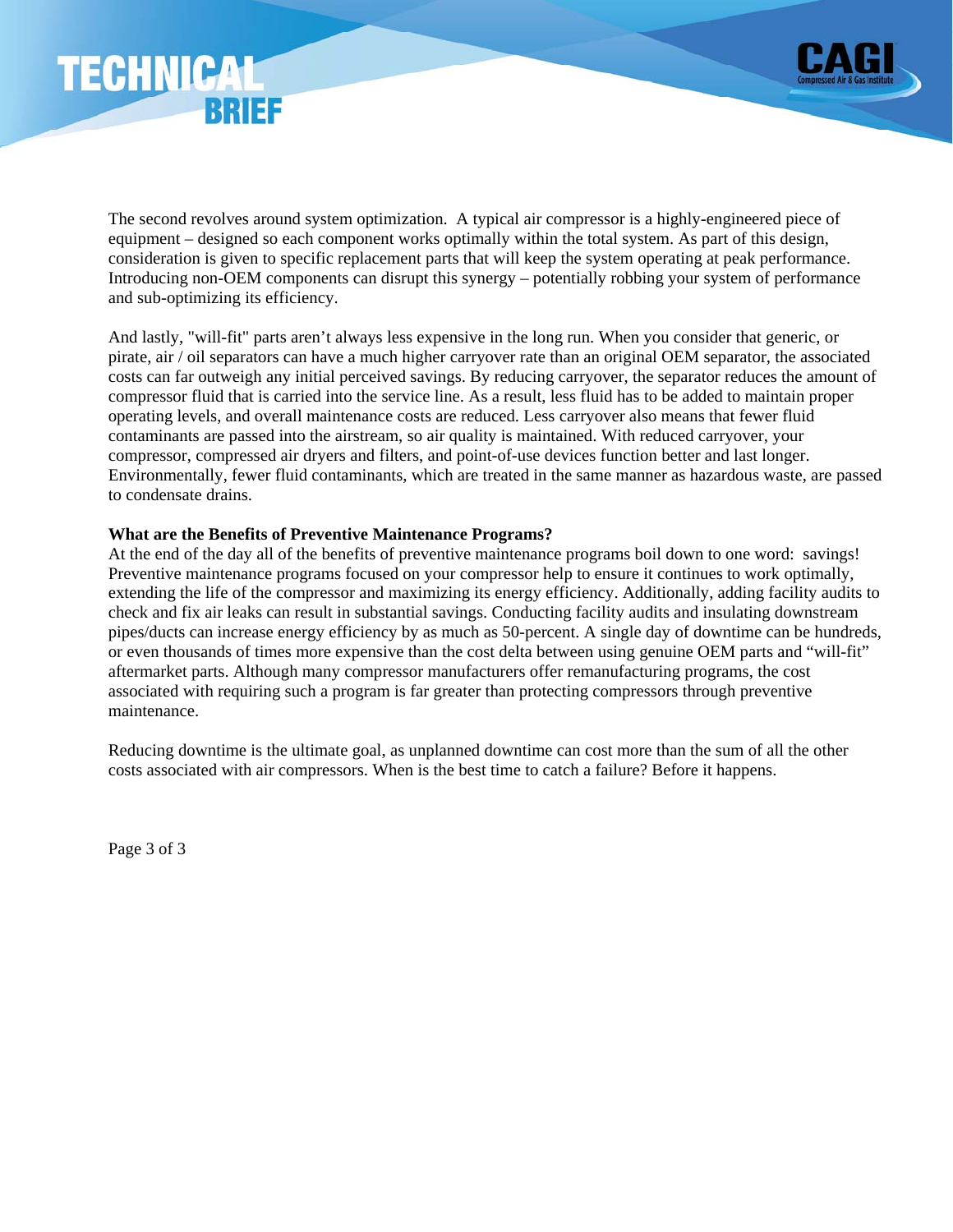The second revolves around system optimization. A typical air compressor is a highly-engineered piece of equipment – designed so each component works optimally within the total system. As part of this design, consideration is given to specific replacement parts that will keep the system operating at peak performance. Introducing non-OEM components can disrupt this synergy – potentially robbing your system of performance and sub-optimizing its efficiency.

And lastly, "will-fit" parts aren't always less expensive in the long run. When you consider that generic, or pirate, air / oil separators can have a much higher carryover rate than an original OEM separator, the associated costs can far outweigh any initial perceived savings. By reducing carryover, the separator reduces the amount of compressor fluid that is carried into the service line. As a result, less fluid has to be added to maintain proper operating levels, and overall maintenance costs are reduced. Less carryover also means that fewer fluid contaminants are passed into the airstream, so air quality is maintained. With reduced carryover, your compressor, compressed air dryers and filters, and point-of-use devices function better and last longer. Environmentally, fewer fluid contaminants, which are treated in the same manner as hazardous waste, are passed to condensate drains.

**What are the Benefits of Preventive Maintenance Programs?**

At the end of the day all of the benefits of preventive maintenance programs boil down to one word: savings! Preventive maintenance programs focused on your compressor help to ensure it continues to work optimally, extending the life of the compressor and maximizing its energy efficiency. Additionally, adding facility audits to check and fix air leaks can result in substantial savings. Conducting facility audits and insulating downstream pipes/ducts can increase energy efficiency by as much as 50-percent. A single day of downtime can be hundreds, or even thousands of times more expensive than the cost delta between using genuine OEM parts and "will-fit" aftermarket parts. Although many compressor manufacturers offer remanufacturing programs, the cost associated with requiring such a program is far greater than protecting compressors through preventive maintenance.

Reducing downtime is the ultimate goal, as unplanned downtime can cost more than the sum of all the other costs associated with air compressors. When is the best time to catch a failure? Before it happens.